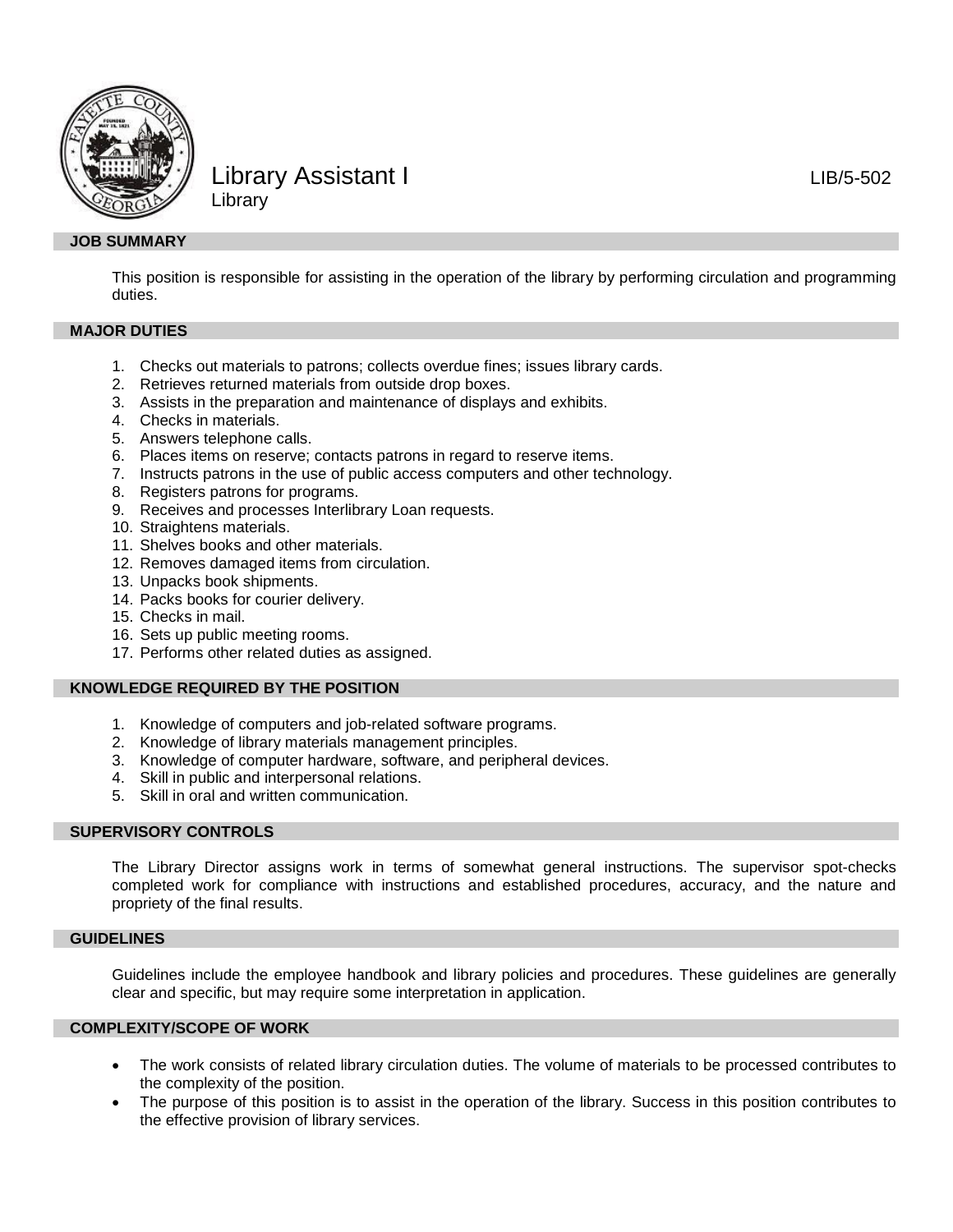# Library Assistant I

LIB/5-502

Library

## JOB SUMMARY

This position is responsible for assisting in the operation of the library by performing circulation and programming duties.

## MAJOR DUTIES

1. Checks out materials to patrons; collects overdue fines; issues library cards.
2. Retrieves returned materials from outside drop boxes.
3. Assists in the preparation and maintenance of displays and exhibits.
4. Checks in materials.
5. Answers telephone calls.
6. Places items on reserve; contacts patrons in regard to reserve items.
7. Instructs patrons in the use of public access computers and other technology.
8. Registers patrons for programs.
9. Receives and processes Interlibrary Loan requests.
10. Straightens materials.
11. Shelves books and other materials.
12. Removes damaged items from circulation.
13. Unpacks book shipments.
14. Packs books for courier delivery.
15. Checks in mail.
16. Sets up public meeting rooms.
17. Performs other related duties as assigned.

## KNOWLEDGE REQUIRED BY THE POSITION

1. Knowledge of computers and job-related software programs.
2. Knowledge of library materials management principles.
3. Knowledge of computer hardware, software, and peripheral devices.
4. Skill in public and interpersonal relations.
5. Skill in oral and written communication.

## SUPERVISORY CONTROLS

The Library Director assigns work in terms of somewhat general instructions. The supervisor spot-checks completed work for compliance with instructions and established procedures, accuracy, and the nature and propriety of the final results.

## GUIDELINES

Guidelines include the employee handbook and library policies and procedures. These guidelines are generally clear and specific, but may require some interpretation in application.

## COMPLEXITY/SCOPE OF WORK

- The work consists of related library circulation duties. The volume of materials to be processed contributes to the complexity of the position.
- The purpose of this position is to assist in the operation of the library. Success in this position contributes to the effective provision of library services.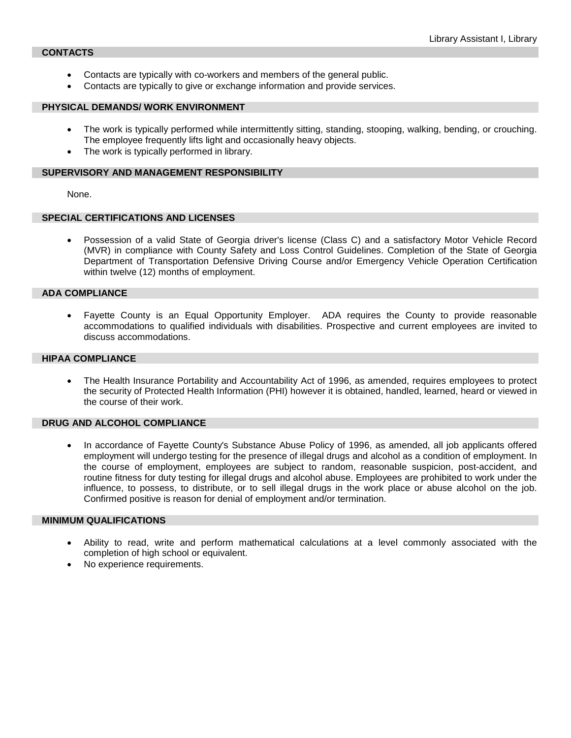## CONTACTS

- Contacts are typically with co-workers and members of the general public.
- Contacts are typically to give or exchange information and provide services.

## PHYSICAL DEMANDS/ WORK ENVIRONMENT

- The work is typically performed while intermittently sitting, standing, stooping, walking, bending, or crouching. The employee frequently lifts light and occasionally heavy objects.
- The work is typically performed in library.

## SUPERVISORY AND MANAGEMENT RESPONSIBILITY

None.

## SPECIAL CERTIFICATIONS AND LICENSES

- Possession of a valid State of Georgia driver's license (Class C) and a satisfactory Motor Vehicle Record (MVR) in compliance with County Safety and Loss Control Guidelines. Completion of the State of Georgia Department of Transportation Defensive Driving Course and/or Emergency Vehicle Operation Certification within twelve (12) months of employment.

## ADA COMPLIANCE

- Fayette County is an Equal Opportunity Employer. ADA requires the County to provide reasonable accommodations to qualified individuals with disabilities. Prospective and current employees are invited to discuss accommodations.

## HIPAA COMPLIANCE

- The Health Insurance Portability and Accountability Act of 1996, as amended, requires employees to protect the security of Protected Health Information (PHI) however it is obtained, handled, learned, heard or viewed in the course of their work.

## DRUG AND ALCOHOL COMPLIANCE

- In accordance of Fayette County's Substance Abuse Policy of 1996, as amended, all job applicants offered employment will undergo testing for the presence of illegal drugs and alcohol as a condition of employment. In the course of employment, employees are subject to random, reasonable suspicion, post-accident, and routine fitness for duty testing for illegal drugs and alcohol abuse. Employees are prohibited to work under the influence, to possess, to distribute, or to sell illegal drugs in the work place or abuse alcohol on the job. Confirmed positive is reason for denial of employment and/or termination.

## MINIMUM QUALIFICATIONS

- Ability to read, write and perform mathematical calculations at a level commonly associated with the completion of high school or equivalent.
- No experience requirements.